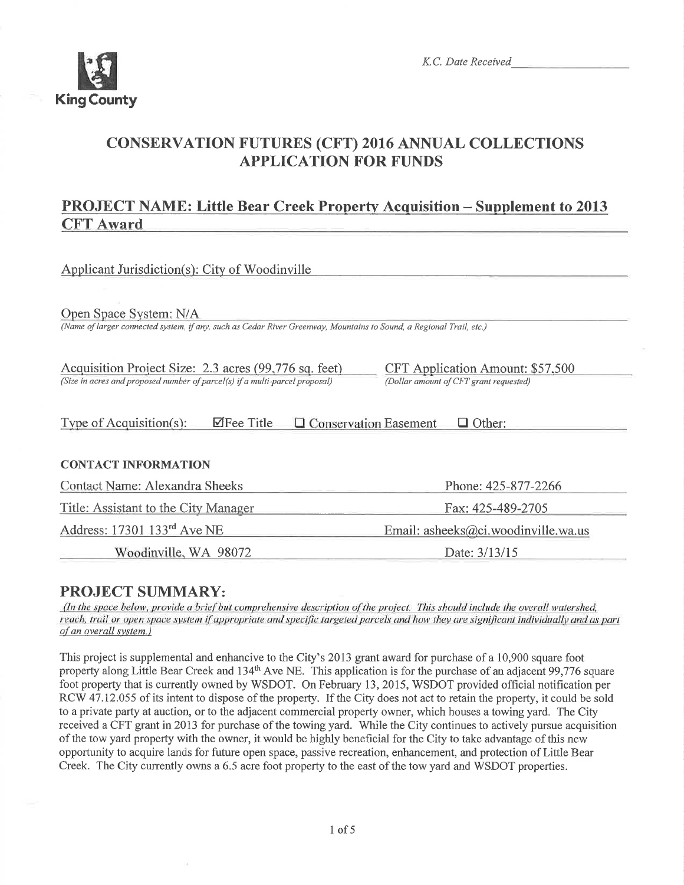King County

*K.C. Date Received* \_\_\_\_\_\_\_\_\_\_\_\_\_\_\_\_

# CONSERVATION FUTURES (CFT) 2016 ANNUAL COLLECTIONS APPLICATION FOR FUNDS

## PROJECT NAME: Little Bear Creek Property Acquisition – Supplement to 2013 CFT Award

Applicant Jurisdiction(s): City of Woodinville

Open Space System: N/A
*(Name of larger connected system, if any, such as Cedar River Greenway, Mountains to Sound, a Regional Trail, etc.)*

Acquisition Project Size: 2.3 acres (99,776 sq. feet)
*(Size in acres and proposed number of parcel(s) if a multi-parcel proposal)*

CFT Application Amount: $57,500
*(Dollar amount of CFT grant requested)*

Type of Acquisition(s): ☑ Fee Title ☐ Conservation Easement ☐ Other:

**CONTACT INFORMATION**

| | |
|---|---|
| Contact Name: Alexandra Sheeks | Phone: 425-877-2266 |
| Title: Assistant to the City Manager | Fax: 425-489-2705 |
| Address: 17301 133rd Ave NE | Email: asheeks@ci.woodinville.wa.us |
| Woodinville, WA 98072 | Date: 3/13/15 |

## PROJECT SUMMARY:

*(In the space below, provide a brief but comprehensive description of the project. This should include the overall watershed, reach, trail or open space system if appropriate and specific targeted parcels and how they are significant individually and as part of an overall system.)*

This project is supplemental and enhancive to the City's 2013 grant award for purchase of a 10,900 square foot property along Little Bear Creek and 134th Ave NE. This application is for the purchase of an adjacent 99,776 square foot property that is currently owned by WSDOT. On February 13, 2015, WSDOT provided official notification per RCW 47.12.055 of its intent to dispose of the property. If the City does not act to retain the property, it could be sold to a private party at auction, or to the adjacent commercial property owner, which houses a towing yard. The City received a CFT grant in 2013 for purchase of the towing yard. While the City continues to actively pursue acquisition of the tow yard property with the owner, it would be highly beneficial for the City to take advantage of this new opportunity to acquire lands for future open space, passive recreation, enhancement, and protection of Little Bear Creek. The City currently owns a 6.5 acre foot property to the east of the tow yard and WSDOT properties.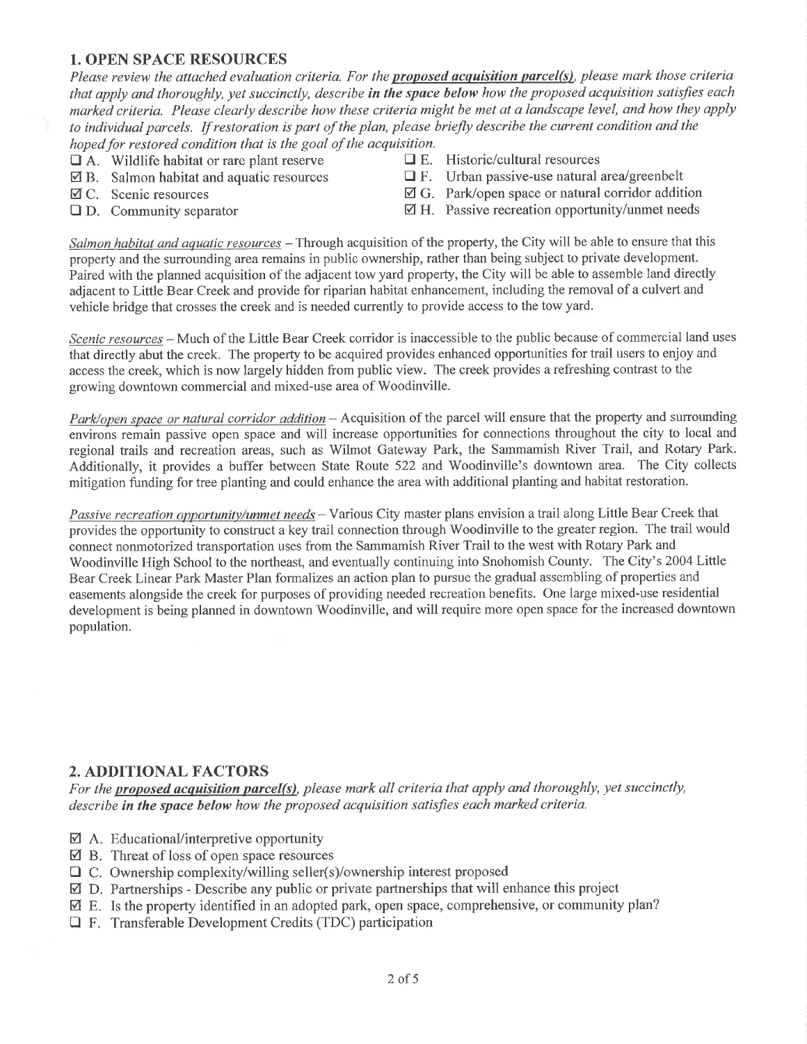## 1. OPEN SPACE RESOURCES

*Please review the attached evaluation criteria. For the **proposed acquisition parcel(s)**, please mark those criteria that apply and thoroughly, yet succinctly, describe **in the space below** how the proposed acquisition satisfies each marked criteria. Please clearly describe how these criteria might be met at a landscape level, and how they apply to individual parcels. If restoration is part of the plan, please briefly describe the current condition and the hoped for restored condition that is the goal of the acquisition.*

- ☐ A. Wildlife habitat or rare plant reserve
- ☑ B. Salmon habitat and aquatic resources
- ☑ C. Scenic resources
- ☐ D. Community separator
- ☐ E. Historic/cultural resources
- ☐ F. Urban passive-use natural area/greenbelt
- ☑ G. Park/open space or natural corridor addition
- ☑ H. Passive recreation opportunity/unmet needs

*Salmon habitat and aquatic resources* – Through acquisition of the property, the City will be able to ensure that this property and the surrounding area remains in public ownership, rather than being subject to private development. Paired with the planned acquisition of the adjacent tow yard property, the City will be able to assemble land directly adjacent to Little Bear Creek and provide for riparian habitat enhancement, including the removal of a culvert and vehicle bridge that crosses the creek and is needed currently to provide access to the tow yard.

*Scenic resources* – Much of the Little Bear Creek corridor is inaccessible to the public because of commercial land uses that directly abut the creek. The property to be acquired provides enhanced opportunities for trail users to enjoy and access the creek, which is now largely hidden from public view. The creek provides a refreshing contrast to the growing downtown commercial and mixed-use area of Woodinville.

*Park/open space or natural corridor addition* – Acquisition of the parcel will ensure that the property and surrounding environs remain passive open space and will increase opportunities for connections throughout the city to local and regional trails and recreation areas, such as Wilmot Gateway Park, the Sammamish River Trail, and Rotary Park. Additionally, it provides a buffer between State Route 522 and Woodinville's downtown area. The City collects mitigation funding for tree planting and could enhance the area with additional planting and habitat restoration.

*Passive recreation opportunity/unmet needs* – Various City master plans envision a trail along Little Bear Creek that provides the opportunity to construct a key trail connection through Woodinville to the greater region. The trail would connect nonmotorized transportation uses from the Sammamish River Trail to the west with Rotary Park and Woodinville High School to the northeast, and eventually continuing into Snohomish County. The City's 2004 Little Bear Creek Linear Park Master Plan formalizes an action plan to pursue the gradual assembling of properties and easements alongside the creek for purposes of providing needed recreation benefits. One large mixed-use residential development is being planned in downtown Woodinville, and will require more open space for the increased downtown population.

## 2. ADDITIONAL FACTORS

*For the **proposed acquisition parcel(s)**, please mark all criteria that apply and thoroughly, yet succinctly, describe **in the space below** how the proposed acquisition satisfies each marked criteria.*

- ☑ A. Educational/interpretive opportunity
- ☑ B. Threat of loss of open space resources
- ☐ C. Ownership complexity/willing seller(s)/ownership interest proposed
- ☑ D. Partnerships - Describe any public or private partnerships that will enhance this project
- ☑ E. Is the property identified in an adopted park, open space, comprehensive, or community plan?
- ☐ F. Transferable Development Credits (TDC) participation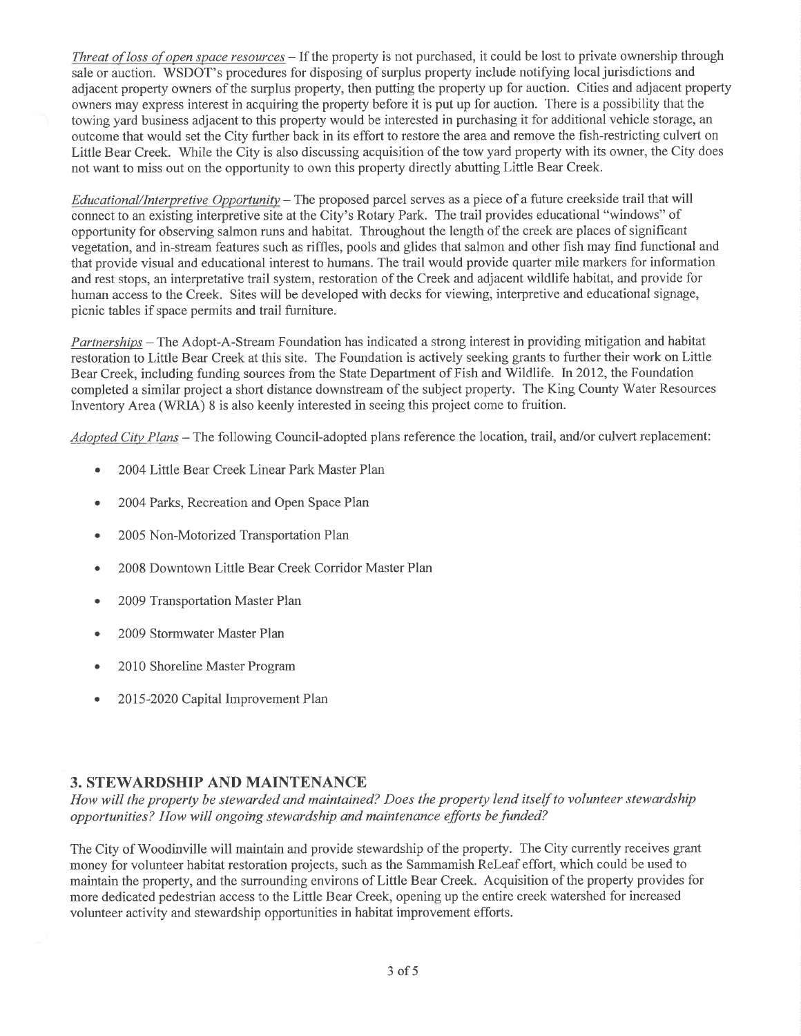*Threat of loss of open space resources* – If the property is not purchased, it could be lost to private ownership through sale or auction. WSDOT's procedures for disposing of surplus property include notifying local jurisdictions and adjacent property owners of the surplus property, then putting the property up for auction. Cities and adjacent property owners may express interest in acquiring the property before it is put up for auction. There is a possibility that the towing yard business adjacent to this property would be interested in purchasing it for additional vehicle storage, an outcome that would set the City further back in its effort to restore the area and remove the fish-restricting culvert on Little Bear Creek. While the City is also discussing acquisition of the tow yard property with its owner, the City does not want to miss out on the opportunity to own this property directly abutting Little Bear Creek.

*Educational/Interpretive Opportunity* – The proposed parcel serves as a piece of a future creekside trail that will connect to an existing interpretive site at the City's Rotary Park. The trail provides educational "windows" of opportunity for observing salmon runs and habitat. Throughout the length of the creek are places of significant vegetation, and in-stream features such as riffles, pools and glides that salmon and other fish may find functional and that provide visual and educational interest to humans. The trail would provide quarter mile markers for information and rest stops, an interpretative trail system, restoration of the Creek and adjacent wildlife habitat, and provide for human access to the Creek. Sites will be developed with decks for viewing, interpretive and educational signage, picnic tables if space permits and trail furniture.

*Partnerships* – The Adopt-A-Stream Foundation has indicated a strong interest in providing mitigation and habitat restoration to Little Bear Creek at this site. The Foundation is actively seeking grants to further their work on Little Bear Creek, including funding sources from the State Department of Fish and Wildlife. In 2012, the Foundation completed a similar project a short distance downstream of the subject property. The King County Water Resources Inventory Area (WRIA) 8 is also keenly interested in seeing this project come to fruition.

*Adopted City Plans* – The following Council-adopted plans reference the location, trail, and/or culvert replacement:

- 2004 Little Bear Creek Linear Park Master Plan
- 2004 Parks, Recreation and Open Space Plan
- 2005 Non-Motorized Transportation Plan
- 2008 Downtown Little Bear Creek Corridor Master Plan
- 2009 Transportation Master Plan
- 2009 Stormwater Master Plan
- 2010 Shoreline Master Program
- 2015-2020 Capital Improvement Plan

## 3. STEWARDSHIP AND MAINTENANCE

*How will the property be stewarded and maintained? Does the property lend itself to volunteer stewardship opportunities? How will ongoing stewardship and maintenance efforts be funded?*

The City of Woodinville will maintain and provide stewardship of the property. The City currently receives grant money for volunteer habitat restoration projects, such as the Sammamish ReLeaf effort, which could be used to maintain the property, and the surrounding environs of Little Bear Creek. Acquisition of the property provides for more dedicated pedestrian access to the Little Bear Creek, opening up the entire creek watershed for increased volunteer activity and stewardship opportunities in habitat improvement efforts.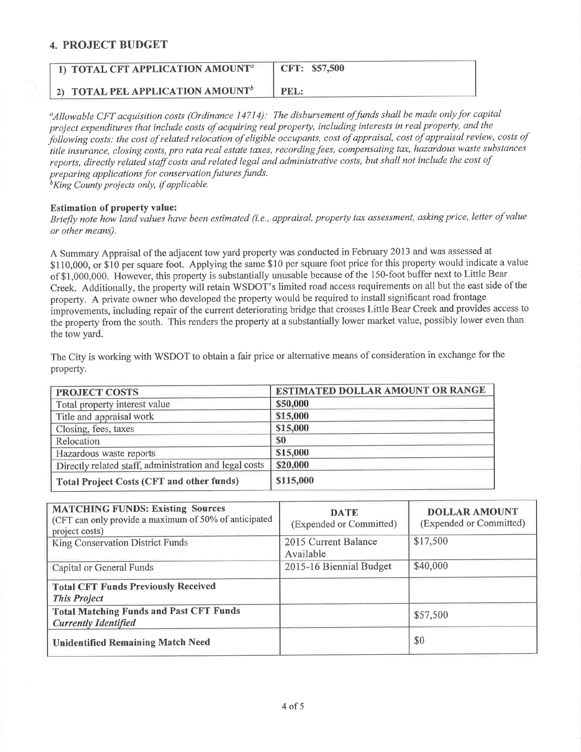## 4. PROJECT BUDGET

| 1) TOTAL CFT APPLICATION AMOUNT[a] | CFT: $57,500 |
|---|---|
| 2) TOTAL PEL APPLICATION AMOUNT[b] | PEL: |

*[a]Allowable CFT acquisition costs (Ordinance 14714): The disbursement of funds shall be made only for capital project expenditures that include costs of acquiring real property, including interests in real property, and the following costs: the cost of related relocation of eligible occupants, cost of appraisal, cost of appraisal review, costs of title insurance, closing costs, pro rata real estate taxes, recording fees, compensating tax, hazardous waste substances reports, directly related staff costs and related legal and administrative costs, but shall not include the cost of preparing applications for conservation futures funds.*
*[b]King County projects only, if applicable.*

**Estimation of property value:**
*Briefly note how land values have been estimated (i.e., appraisal, property tax assessment, asking price, letter of value or other means).*

A Summary Appraisal of the adjacent tow yard property was conducted in February 2013 and was assessed at $110,000, or $10 per square foot. Applying the same $10 per square foot price for this property would indicate a value of $1,000,000. However, this property is substantially unusable because of the 150-foot buffer next to Little Bear Creek. Additionally, the property will retain WSDOT's limited road access requirements on all but the east side of the property. A private owner who developed the property would be required to install significant road frontage improvements, including repair of the current deteriorating bridge that crosses Little Bear Creek and provides access to the property from the south. This renders the property at a substantially lower market value, possibly lower even than the tow yard.

The City is working with WSDOT to obtain a fair price or alternative means of consideration in exchange for the property.

| PROJECT COSTS | ESTIMATED DOLLAR AMOUNT OR RANGE |
|---|---|
| Total property interest value | $50,000 |
| Title and appraisal work | $15,000 |
| Closing, fees, taxes | $15,000 |
| Relocation | $0 |
| Hazardous waste reports | $15,000 |
| Directly related staff, administration and legal costs | $20,000 |
| **Total Project Costs (CFT and other funds)** | $115,000 |

| **MATCHING FUNDS: Existing Sources** (CFT can only provide a maximum of 50% of anticipated project costs) | **DATE** (Expended or Committed) | **DOLLAR AMOUNT** (Expended or Committed) |
|---|---|---|
| King Conservation District Funds | 2015 Current Balance Available | $17,500 |
| Capital or General Funds | 2015-16 Biennial Budget | $40,000 |
| **Total CFT Funds Previously Received** ***This Project*** | | |
| **Total Matching Funds and Past CFT Funds** ***Currently Identified*** | | $57,500 |
| **Unidentified Remaining Match Need** | | $0 |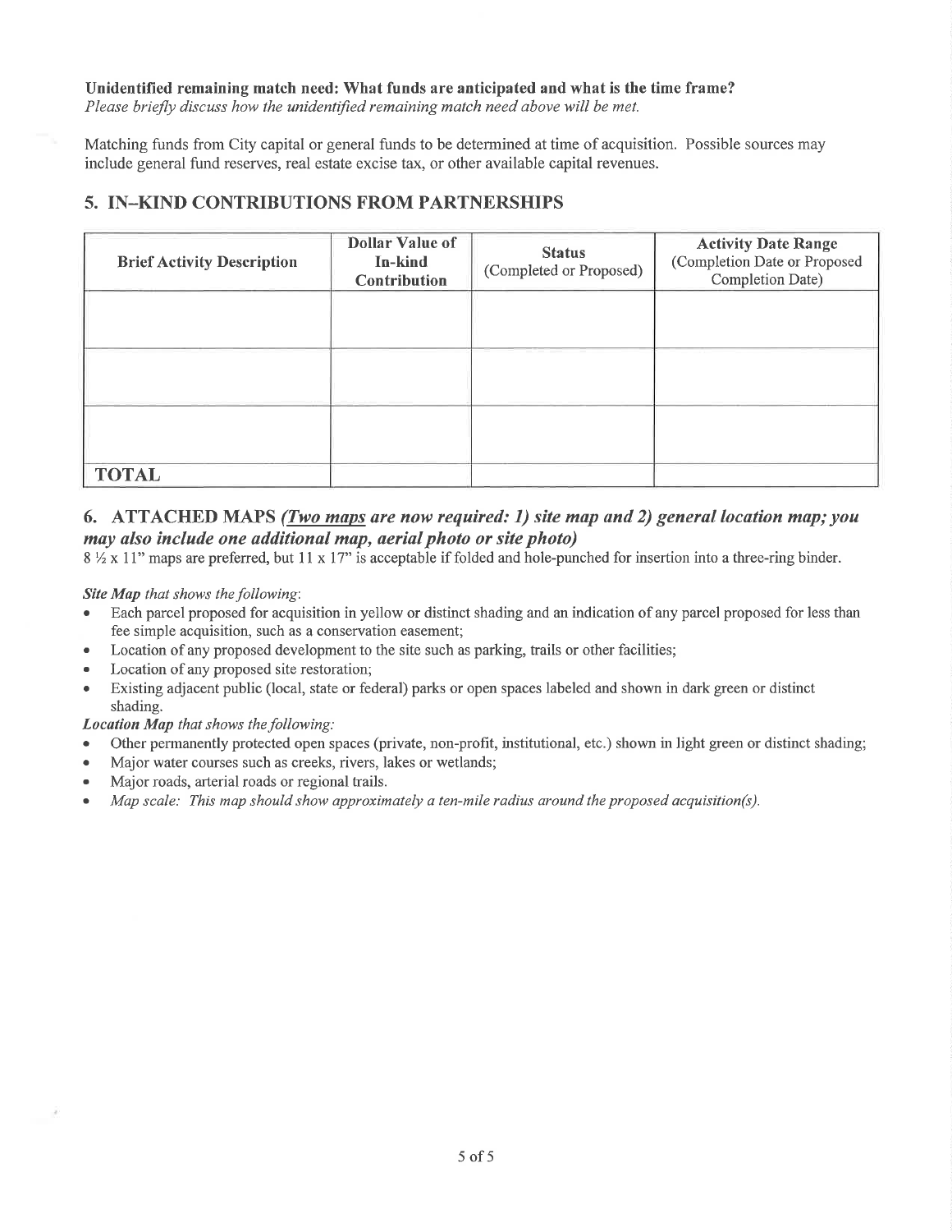**Unidentified remaining match need: What funds are anticipated and what is the time frame?**
*Please briefly discuss how the unidentified remaining match need above will be met.*

Matching funds from City capital or general funds to be determined at time of acquisition. Possible sources may include general fund reserves, real estate excise tax, or other available capital revenues.

## 5. IN–KIND CONTRIBUTIONS FROM PARTNERSHIPS

| **Brief Activity Description** | **Dollar Value of In-kind Contribution** | **Status** (Completed or Proposed) | **Activity Date Range** (Completion Date or Proposed Completion Date) |
|---|---|---|---|
| | | | |
| | | | |
| | | | |
| **TOTAL** | | | |

## 6. ATTACHED MAPS *(Two maps are now required: 1) site map and 2) general location map; you may also include one additional map, aerial photo or site photo)*

8 ½ x 11" maps are preferred, but 11 x 17" is acceptable if folded and hole-punched for insertion into a three-ring binder.

***Site Map** that shows the following*:

- Each parcel proposed for acquisition in yellow or distinct shading and an indication of any parcel proposed for less than fee simple acquisition, such as a conservation easement;
- Location of any proposed development to the site such as parking, trails or other facilities;
- Location of any proposed site restoration;
- Existing adjacent public (local, state or federal) parks or open spaces labeled and shown in dark green or distinct shading.

***Location Map** that shows the following:*

- Other permanently protected open spaces (private, non-profit, institutional, etc.) shown in light green or distinct shading;
- Major water courses such as creeks, rivers, lakes or wetlands;
- Major roads, arterial roads or regional trails.
- *Map scale: This map should show approximately a ten-mile radius around the proposed acquisition(s).*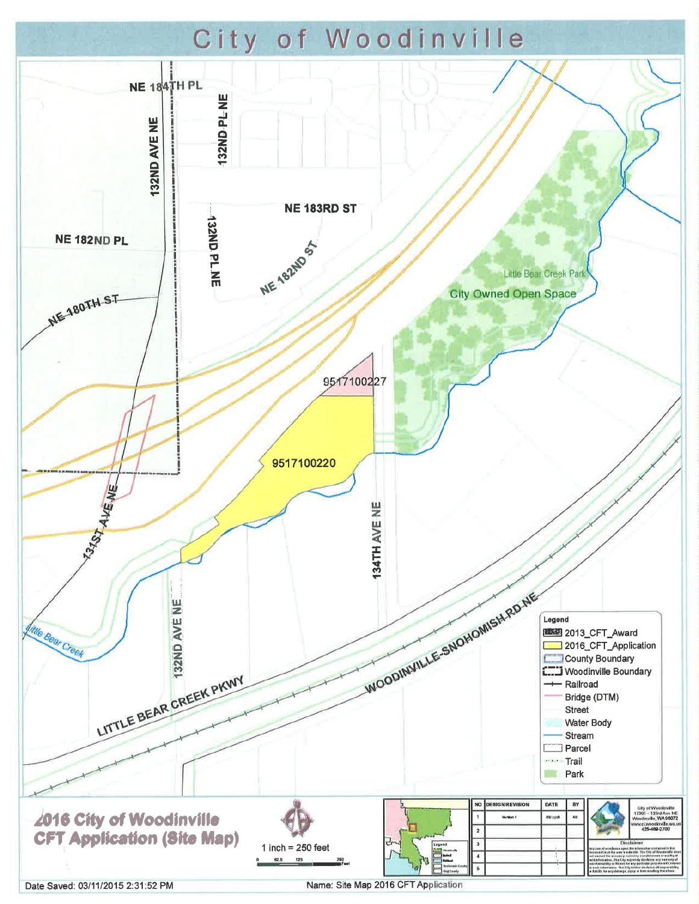# City of Woodinville

NE 184TH PL

132ND AVE NE

132ND PL NE

NE 183RD ST

NE 182ND PL

132ND PL NE

NE 182ND ST

NE 180TH ST

Little Bear Creek Park

City Owned Open Space

9517100227

9517100220

131ST AVE NE

134TH AVE NE

Little Bear Creek

132ND AVE NE

LITTLE BEAR CREEK PKWY

WOODINVILLE-SNOHOMISH RD NE

**Legend**

- 2013_CFT_Award
- 2016_CFT_Application
- County Boundary
- Woodinville Boundary
- Railroad
- Bridge (DTM)
- Street
- Water Body
- Stream
- Parcel
- Trail
- Park

## 2016 City of Woodinville CFT Application (Site Map)

1 inch = 250 feet

0 62.5 125 250 Feet

| NO | DESIGN/REVISION | DATE | BY |
|---|---|---|---|
| 1 | Version 1 | 03/11/15 | AH |
| 2 | | | |
| 3 | | | |
| 4 | | | |
| 5 | | | |

City of Woodinville
17301 – 133rd Ave NE
Woodinville, WA 98072
www.ci.woodinville.wa.us
425-489-2700

Date Saved: 03/11/2015 2:31:52 PM

Name: Site Map 2016 CFT Application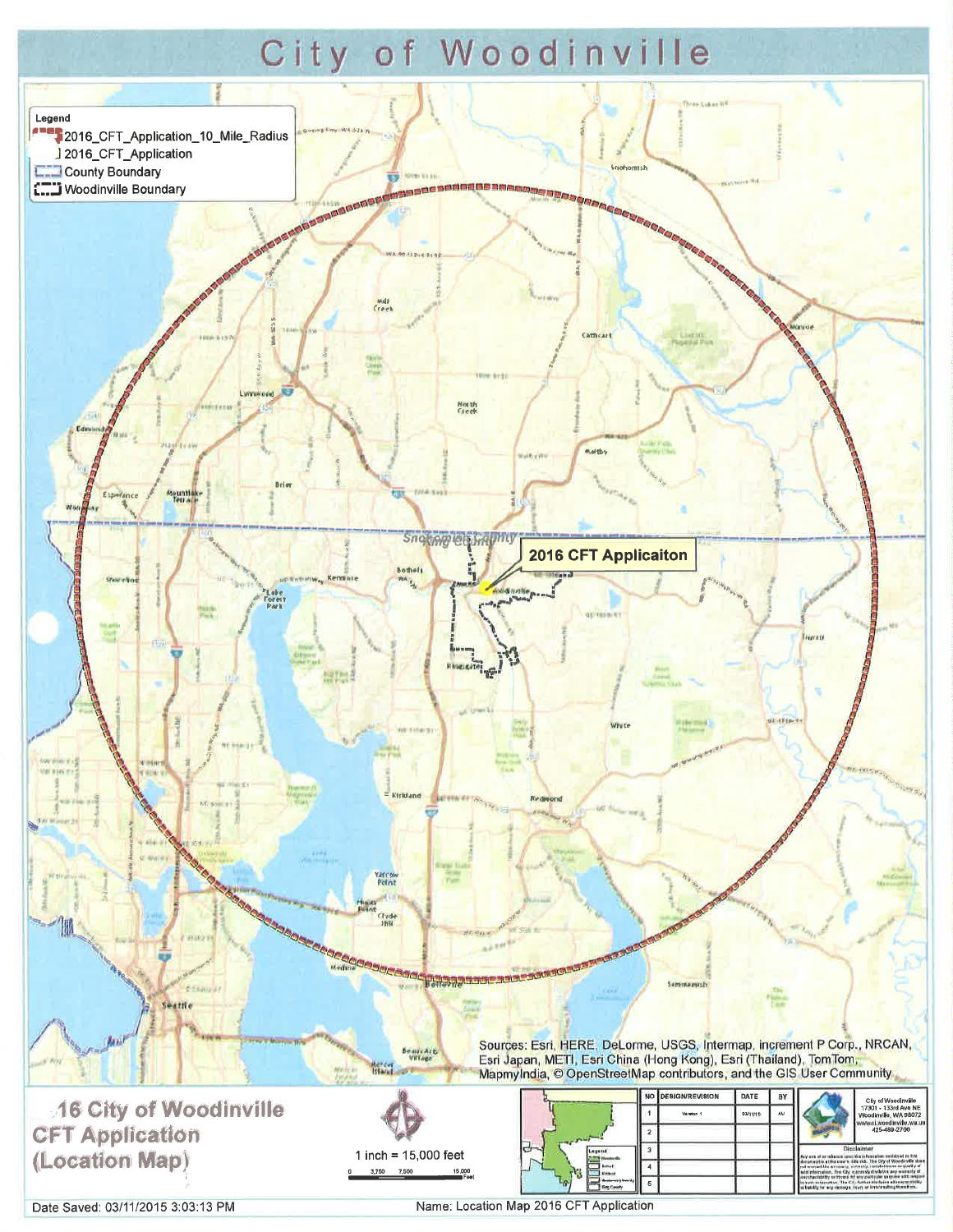# City of Woodinville

**Legend**

- 2016_CFT_Application_10_Mile_Radius
- 2016_CFT_Application
- County Boundary
- Woodinville Boundary

2016 CFT Applicaiton

Sources: Esri, HERE, DeLorme, USGS, Intermap, increment P Corp., NRCAN, Esri Japan, METI, Esri China (Hong Kong), Esri (Thailand), TomTom, MapmyIndia, © OpenStreetMap contributors, and the GIS User Community

**16 City of Woodinville CFT Application (Location Map)**

1 inch = 15,000 feet

0 3,750 7,500 15,000 Feet

| NO | DESIGN/REVISION | DATE | BY |
|---|---|---|---|
| 1 | Version 1 | 03/11/15 | AU |
| 2 | | | |
| 3 | | | |
| 4 | | | |
| 5 | | | |

City of Woodinville
17301 - 133rd Ave NE
Woodinville, WA 98072
www.ci.woodinville.wa.us
425-489-2700

Date Saved: 03/11/2015 3:03:13 PM

Name: Location Map 2016 CFT Application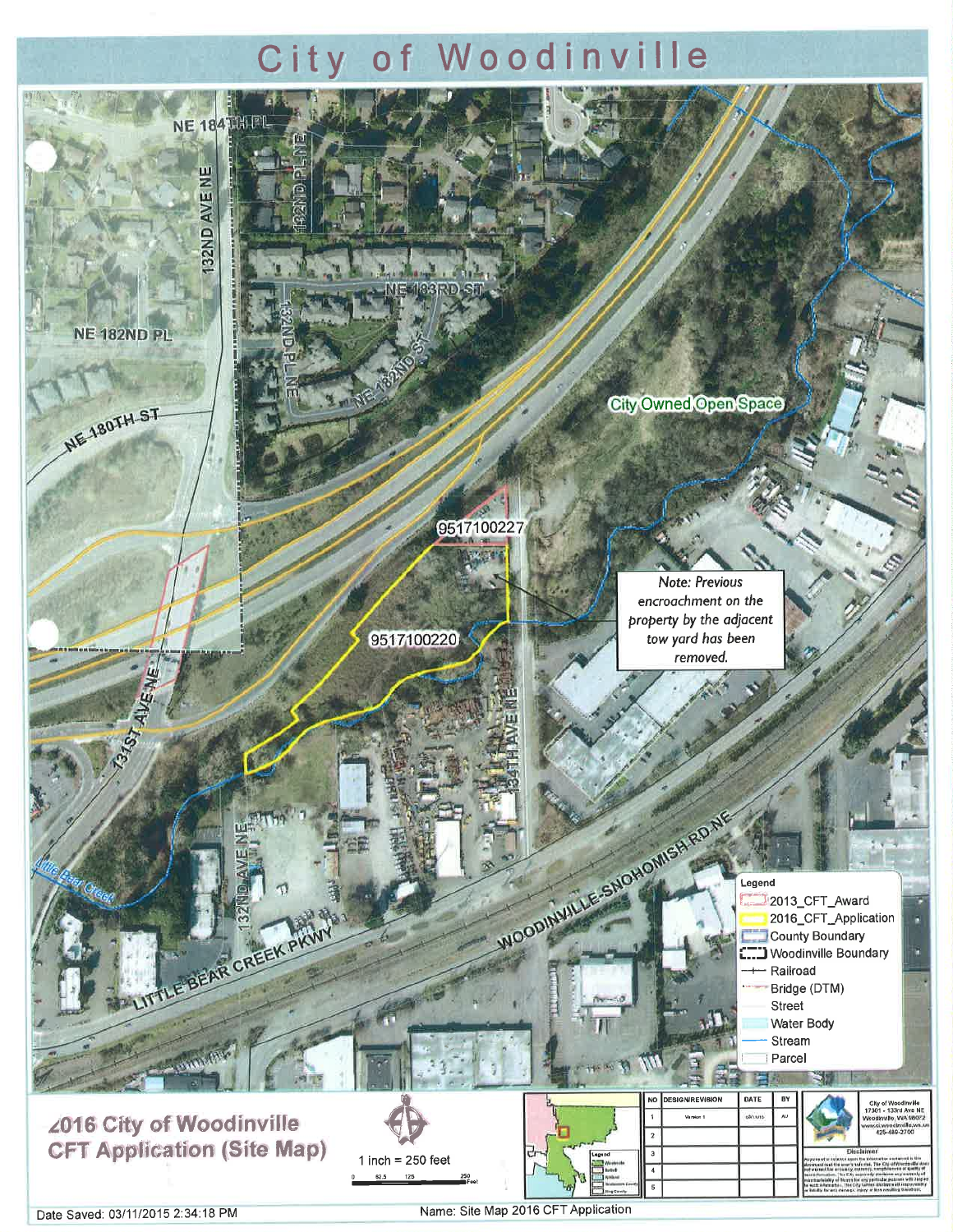# City of Woodinville

NE 184TH PL

132ND PL NE

132ND AVE NE

NE 183RD ST

NE 182ND PL

132ND PL NE

NE 182ND ST

NE 180TH ST

City Owned Open Space

9517100227

9517100220

*Note: Previous encroachment on the property by the adjacent tow yard has been removed.*

131ST AVE NE

134TH AVE NE

132ND AVE NE

Little Bear Creek

LITTLE BEAR CREEK PKWY

WOODINVILLE-SNOHOMISH RD NE

Legend
- 2013_CFT_Award
- 2016_CFT_Application
- County Boundary
- Woodinville Boundary
- Railroad
- Bridge (DTM)
- Street
- Water Body
- Stream
- Parcel

## 2016 City of Woodinville CFT Application (Site Map)

1 inch = 250 feet

0 62.5 125 250 Feet

| NO | DESIGN/REVISION | DATE | BY |
|---|---|---|---|
| 1 | Version 1 | | AU |
| 2 | | | |
| 3 | | | |
| 4 | | | |
| 5 | | | |

City of Woodinville
17301 - 133rd Ave NE
Woodinville, WA 98072
www.ci.woodinville.wa.us
425-489-2700

Date Saved: 03/11/2015 2:34:18 PM

Name: Site Map 2016 CFT Application